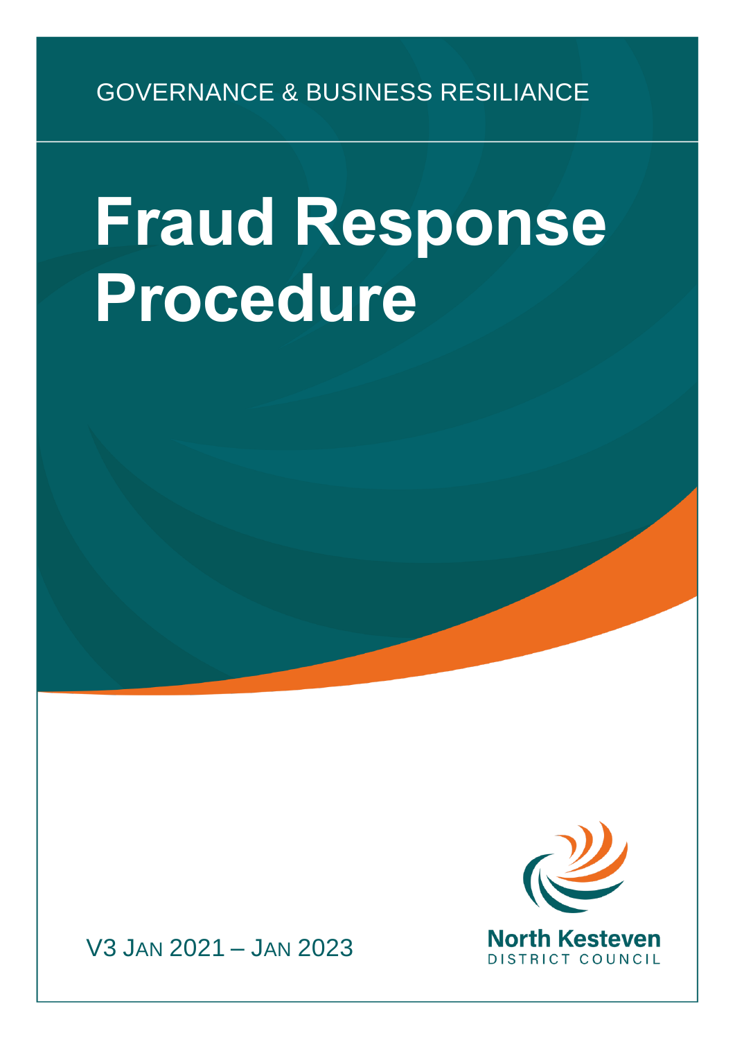GOVERNANCE & BUSINESS RESILIANCE

# Fraud Response Procedure

V3 JAN 2021 – JAN 2023

North Kesteven
DISTRICT COUNCIL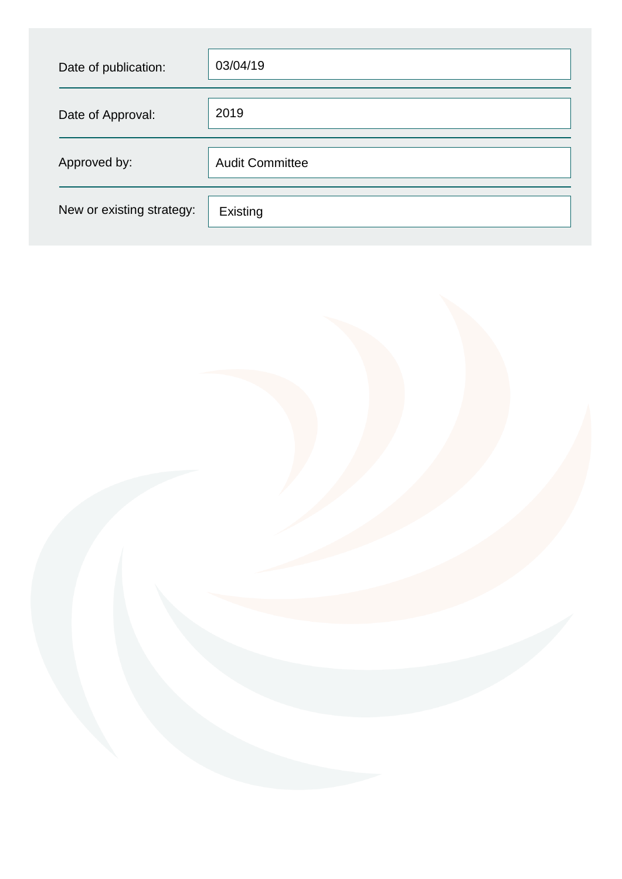| | |
|---|---|
| Date of publication: | 03/04/19 |
| Date of Approval: | 2019 |
| Approved by: | Audit Committee |
| New or existing strategy: | Existing |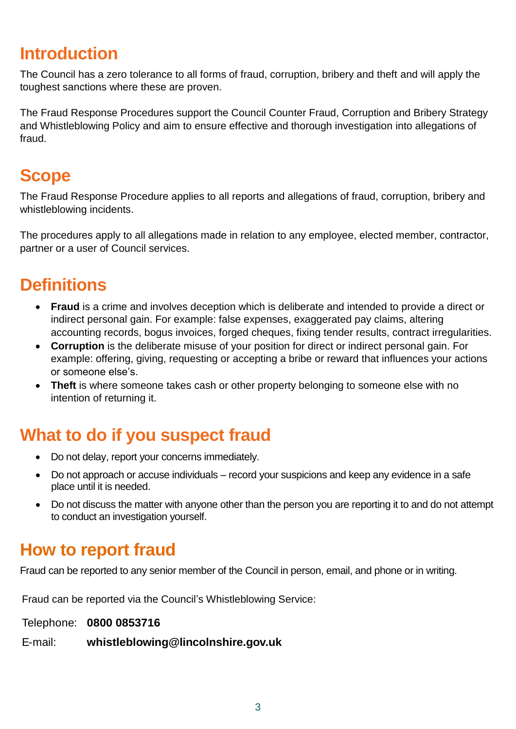## Introduction

The Council has a zero tolerance to all forms of fraud, corruption, bribery and theft and will apply the toughest sanctions where these are proven.

The Fraud Response Procedures support the Council Counter Fraud, Corruption and Bribery Strategy and Whistleblowing Policy and aim to ensure effective and thorough investigation into allegations of fraud.

## Scope

The Fraud Response Procedure applies to all reports and allegations of fraud, corruption, bribery and whistleblowing incidents.

The procedures apply to all allegations made in relation to any employee, elected member, contractor, partner or a user of Council services.

## Definitions

- **Fraud** is a crime and involves deception which is deliberate and intended to provide a direct or indirect personal gain. For example: false expenses, exaggerated pay claims, altering accounting records, bogus invoices, forged cheques, fixing tender results, contract irregularities.
- **Corruption** is the deliberate misuse of your position for direct or indirect personal gain. For example: offering, giving, requesting or accepting a bribe or reward that influences your actions or someone else's.
- **Theft** is where someone takes cash or other property belonging to someone else with no intention of returning it.

## What to do if you suspect fraud

- Do not delay, report your concerns immediately.
- Do not approach or accuse individuals – record your suspicions and keep any evidence in a safe place until it is needed.
- Do not discuss the matter with anyone other than the person you are reporting it to and do not attempt to conduct an investigation yourself.

## How to report fraud

Fraud can be reported to any senior member of the Council in person, email, and phone or in writing.

Fraud can be reported via the Council's Whistleblowing Service:

Telephone: **0800 0853716**

E-mail: **whistleblowing@lincolnshire.gov.uk**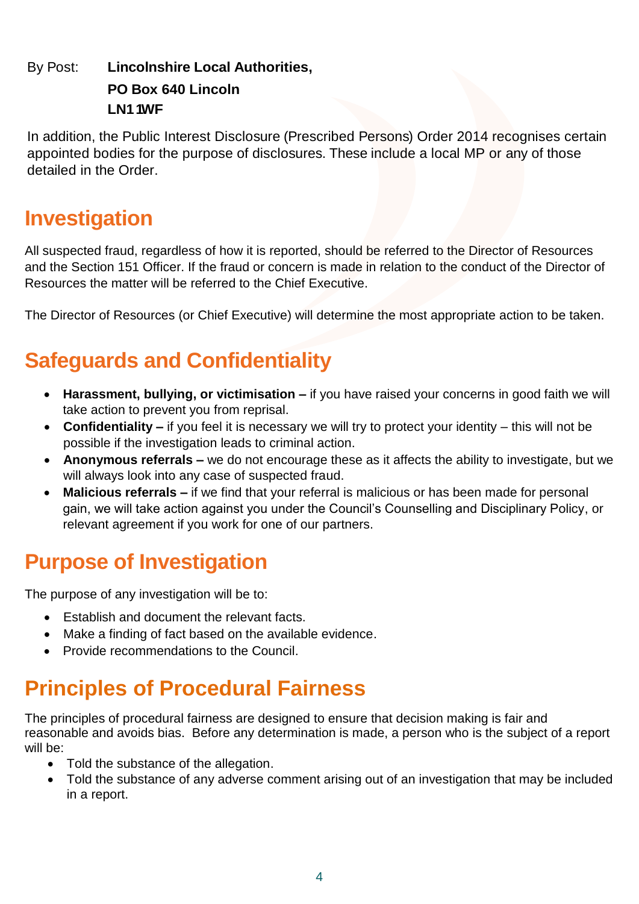By Post: **Lincolnshire Local Authorities,**
**PO Box 640 Lincoln**
**LN1 1WF**

In addition, the Public Interest Disclosure (Prescribed Persons) Order 2014 recognises certain appointed bodies for the purpose of disclosures. These include a local MP or any of those detailed in the Order.

## Investigation

All suspected fraud, regardless of how it is reported, should be referred to the Director of Resources and the Section 151 Officer. If the fraud or concern is made in relation to the conduct of the Director of Resources the matter will be referred to the Chief Executive.

The Director of Resources (or Chief Executive) will determine the most appropriate action to be taken.

## Safeguards and Confidentiality

- **Harassment, bullying, or victimisation –** if you have raised your concerns in good faith we will take action to prevent you from reprisal.
- **Confidentiality –** if you feel it is necessary we will try to protect your identity – this will not be possible if the investigation leads to criminal action.
- **Anonymous referrals –** we do not encourage these as it affects the ability to investigate, but we will always look into any case of suspected fraud.
- **Malicious referrals –** if we find that your referral is malicious or has been made for personal gain, we will take action against you under the Council's Counselling and Disciplinary Policy, or relevant agreement if you work for one of our partners.

## Purpose of Investigation

The purpose of any investigation will be to:

- Establish and document the relevant facts.
- Make a finding of fact based on the available evidence.
- Provide recommendations to the Council.

## Principles of Procedural Fairness

The principles of procedural fairness are designed to ensure that decision making is fair and reasonable and avoids bias. Before any determination is made, a person who is the subject of a report will be:

- Told the substance of the allegation.
- Told the substance of any adverse comment arising out of an investigation that may be included in a report.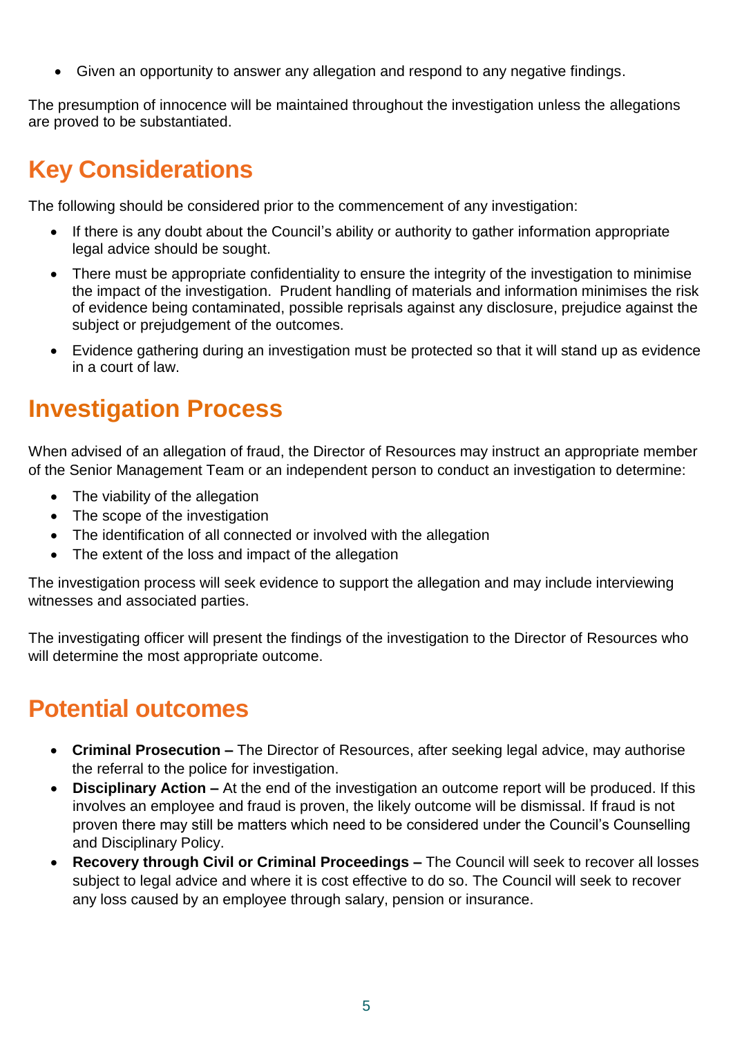- Given an opportunity to answer any allegation and respond to any negative findings.

The presumption of innocence will be maintained throughout the investigation unless the allegations are proved to be substantiated.

## Key Considerations

The following should be considered prior to the commencement of any investigation:

- If there is any doubt about the Council's ability or authority to gather information appropriate legal advice should be sought.
- There must be appropriate confidentiality to ensure the integrity of the investigation to minimise the impact of the investigation. Prudent handling of materials and information minimises the risk of evidence being contaminated, possible reprisals against any disclosure, prejudice against the subject or prejudgement of the outcomes.
- Evidence gathering during an investigation must be protected so that it will stand up as evidence in a court of law.

## Investigation Process

When advised of an allegation of fraud, the Director of Resources may instruct an appropriate member of the Senior Management Team or an independent person to conduct an investigation to determine:

- The viability of the allegation
- The scope of the investigation
- The identification of all connected or involved with the allegation
- The extent of the loss and impact of the allegation

The investigation process will seek evidence to support the allegation and may include interviewing witnesses and associated parties.

The investigating officer will present the findings of the investigation to the Director of Resources who will determine the most appropriate outcome.

## Potential outcomes

- **Criminal Prosecution –** The Director of Resources, after seeking legal advice, may authorise the referral to the police for investigation.
- **Disciplinary Action –** At the end of the investigation an outcome report will be produced. If this involves an employee and fraud is proven, the likely outcome will be dismissal. If fraud is not proven there may still be matters which need to be considered under the Council's Counselling and Disciplinary Policy.
- **Recovery through Civil or Criminal Proceedings –** The Council will seek to recover all losses subject to legal advice and where it is cost effective to do so. The Council will seek to recover any loss caused by an employee through salary, pension or insurance.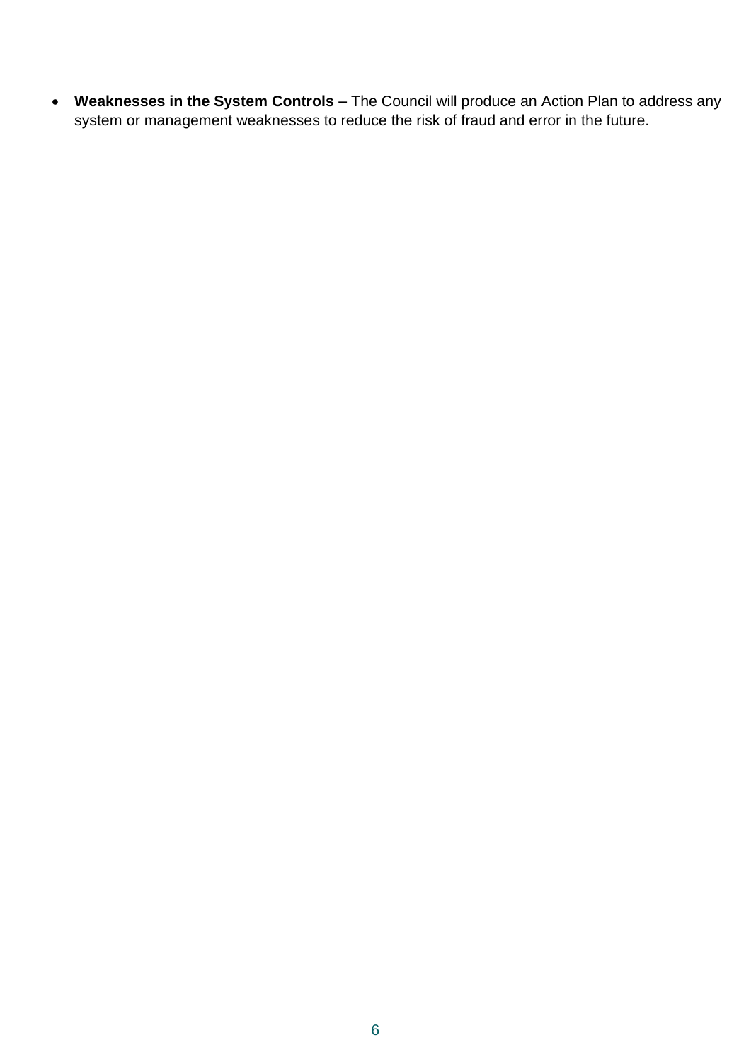- **Weaknesses in the System Controls –** The Council will produce an Action Plan to address any system or management weaknesses to reduce the risk of fraud and error in the future.